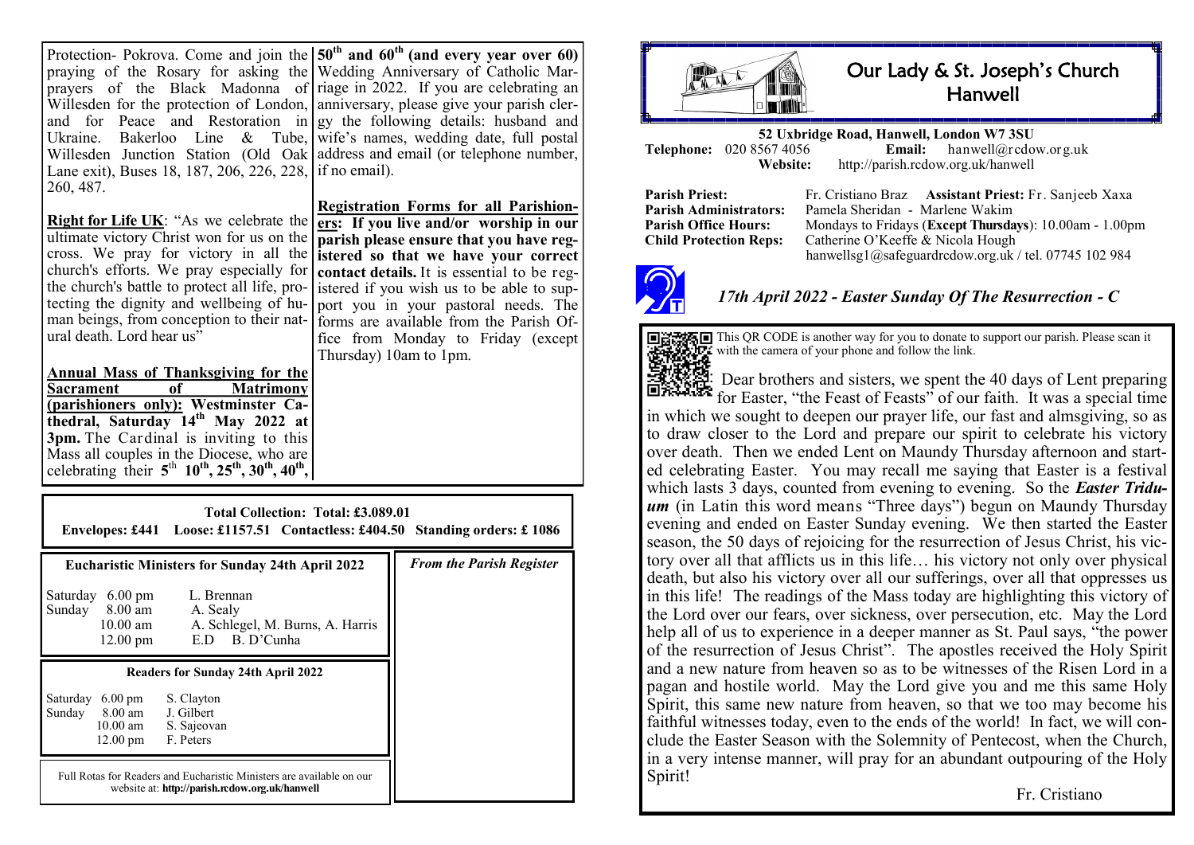# Our Lady & St. Joseph's Church Hanwell

**52 Uxbridge Road, Hanwell, London W7 3SU**
**Telephone:** 020 8567 4056 **Email:** hanwell@rcdow.org.uk
**Website:** http://parish.rcdow.org.uk/hanwell

**Parish Priest:** Fr. Cristiano Braz **Assistant Priest:** Fr. Sanjeeb Xaxa
**Parish Administrators:** Pamela Sheridan - Marlene Wakim
**Parish Office Hours:** Mondays to Fridays (**Except Thursdays**): 10.00am - 1.00pm
**Child Protection Reps:** Catherine O'Keeffe & Nicola Hough
hanwellsg1@safeguardrcdow.org.uk / tel. 07745 102 984

## *17th April 2022 - Easter Sunday Of The Resurrection - C*

This QR CODE is another way for you to donate to support our parish. Please scan it with the camera of your phone and follow the link.

Dear brothers and sisters, we spent the 40 days of Lent preparing for Easter, "the Feast of Feasts" of our faith. It was a special time in which we sought to deepen our prayer life, our fast and almsgiving, so as to draw closer to the Lord and prepare our spirit to celebrate his victory over death. Then we ended Lent on Maundy Thursday afternoon and started celebrating Easter. You may recall me saying that Easter is a festival which lasts 3 days, counted from evening to evening. So the ***Easter Triduum*** (in Latin this word means "Three days") begun on Maundy Thursday evening and ended on Easter Sunday evening. We then started the Easter season, the 50 days of rejoicing for the resurrection of Jesus Christ, his victory over all that afflicts us in this life… his victory not only over physical death, but also his victory over all our sufferings, over all that oppresses us in this life! The readings of the Mass today are highlighting this victory of the Lord over our fears, over sickness, over persecution, etc. May the Lord help all of us to experience in a deeper manner as St. Paul says, "the power of the resurrection of Jesus Christ". The apostles received the Holy Spirit and a new nature from heaven so as to be witnesses of the Risen Lord in a pagan and hostile world. May the Lord give you and me this same Holy Spirit, this same new nature from heaven, so that we too may become his faithful witnesses today, even to the ends of the world! In fact, we will conclude the Easter Season with the Solemnity of Pentecost, when the Church, in a very intense manner, will pray for an abundant outpouring of the Holy Spirit!

Fr. Cristiano

---

Protection- Pokrova. Come and join the praying of the Rosary for asking the prayers of the Black Madonna of Willesden for the protection of London, and for Peace and Restoration in Ukraine. Bakerloo Line & Tube, Willesden Junction Station (Old Oak Lane exit), Buses 18, 187, 206, 226, 228, 260, 487.

**Right for Life UK**: "As we celebrate the ultimate victory Christ won for us on the cross. We pray for victory in all the church's efforts. We pray especially for the church's battle to protect all life, protecting the dignity and wellbeing of human beings, from conception to their natural death. Lord hear us"

**Annual Mass of Thanksgiving for the Sacrament of Matrimony (parishioners only): Westminster Cathedral, Saturday 14th May 2022 at 3pm.** The Cardinal is inviting to this Mass all couples in the Diocese, who are celebrating their **5th 10th, 25th, 30th, 40th, 50th and 60th (and every year over 60)** Wedding Anniversary of Catholic Marriage in 2022. If you are celebrating an anniversary, please give your parish clergy the following details: husband and wife's names, wedding date, full postal address and email (or telephone number, if no email).

**Registration Forms for all Parishioners: If you live and/or worship in our parish please ensure that you have registered so that we have your correct contact details.** It is essential to be registered if you wish us to be able to support you in your pastoral needs. The forms are available from the Parish Office from Monday to Friday (except Thursday) 10am to 1pm.

**Total Collection: Total: £3.089.01**
**Envelopes: £441 Loose: £1157.51 Contactless: £404.50 Standing orders: £ 1086**

**Eucharistic Ministers for Sunday 24th April 2022**

| | | |
|---|---|---|
| Saturday | 6.00 pm | L. Brennan |
| Sunday | 8.00 am | A. Sealy |
| | 10.00 am | A. Schlegel, M. Burns, A. Harris |
| | 12.00 pm | E.D B. D'Cunha |

**Readers for Sunday 24th April 2022**

| | | |
|---|---|---|
| Saturday | 6.00 pm | S. Clayton |
| Sunday | 8.00 am | J. Gilbert |
| | 10.00 am | S. Sajeovan |
| | 12.00 pm | F. Peters |

Full Rotas for Readers and Eucharistic Ministers are available on our website at: **http://parish.rcdow.org.uk/hanwell**

*From the Parish Register*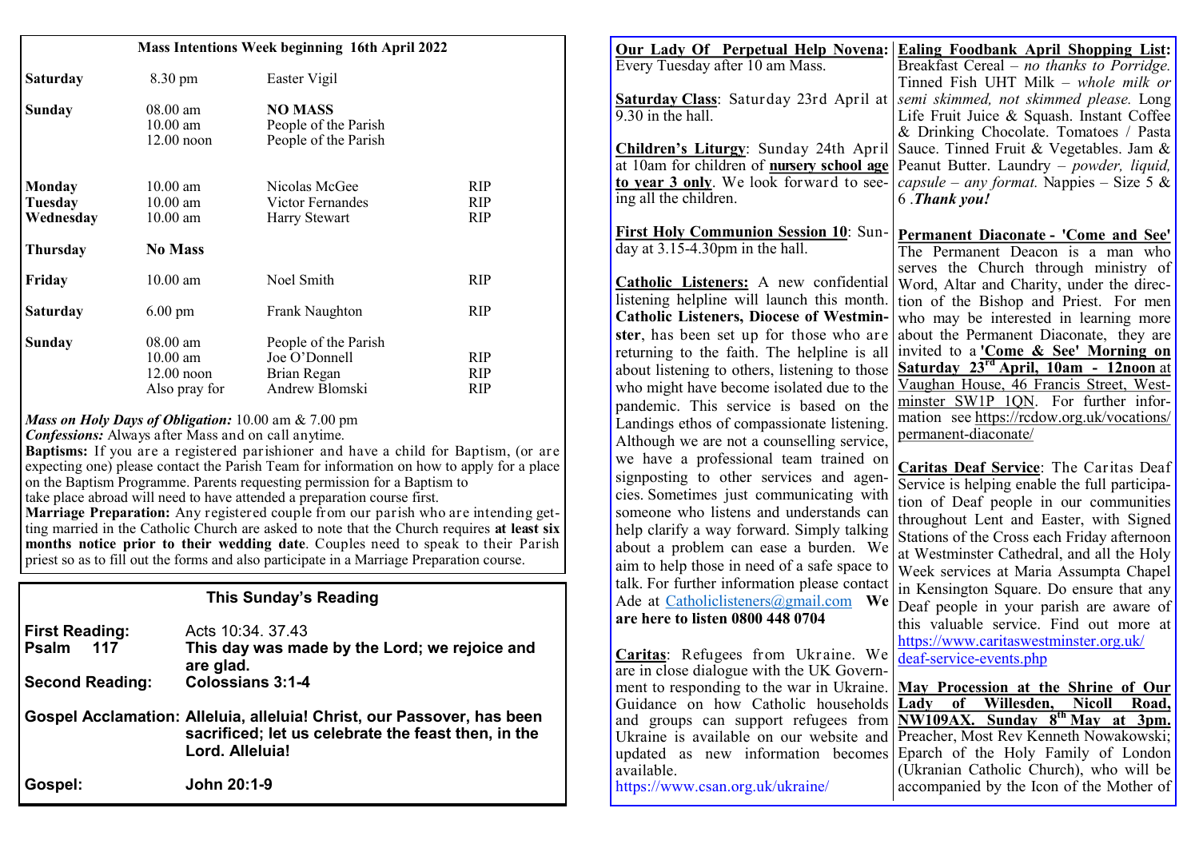## Mass Intentions Week beginning 16th April 2022

| | | | |
|---|---|---|---|
| **Saturday** | 8.30 pm | Easter Vigil | |
| **Sunday** | 08.00 am<br>10.00 am<br>12.00 noon | **NO MASS**<br>People of the Parish<br>People of the Parish | |
| **Monday** | 10.00 am | Nicolas McGee | RIP |
| **Tuesday** | 10.00 am | Victor Fernandes | RIP |
| **Wednesday** | 10.00 am | Harry Stewart | RIP |
| **Thursday** | **No Mass** | | |
| **Friday** | 10.00 am | Noel Smith | RIP |
| **Saturday** | 6.00 pm | Frank Naughton | RIP |
| **Sunday** | 08.00 am<br>10.00 am<br>12.00 noon<br>Also pray for | People of the Parish<br>Joe O'Donnell<br>Brian Regan<br>Andrew Blomski | <br>RIP<br>RIP<br>RIP |

***Mass on Holy Days of Obligation:*** 10.00 am & 7.00 pm

***Confessions:*** Always after Mass and on call anytime.

**Baptisms:** If you are a registered parishioner and have a child for Baptism, (or are expecting one) please contact the Parish Team for information on how to apply for a place on the Baptism Programme. Parents requesting permission for a Baptism to take place abroad will need to have attended a preparation course first.

**Marriage Preparation:** Any registered couple from our parish who are intending getting married in the Catholic Church are asked to note that the Church requires **at least six months notice prior to their wedding date**. Couples need to speak to their Parish priest so as to fill out the forms and also participate in a Marriage Preparation course.

## This Sunday's Reading

| | |
|---|---|
| **First Reading:** | Acts 10:34. 37.43 |
| **Psalm 117** | **This day was made by the Lord; we rejoice and are glad.** |
| **Second Reading:** | **Colossians 3:1-4** |
| **Gospel Acclamation:** | **Alleluia, alleluia! Christ, our Passover, has been sacrificed; let us celebrate the feast then, in the Lord. Alleluia!** |
| **Gospel:** | **John 20:1-9** |

**Our Lady Of Perpetual Help Novena:** Every Tuesday after 10 am Mass.

**Saturday Class**: Saturday 23rd April at 9.30 in the hall.

**Children's Liturgy**: Sunday 24th April at 10am for children of **nursery school age to year 3 only**. We look forward to seeing all the children.

**First Holy Communion Session 10**: Sunday at 3.15-4.30pm in the hall.

**Catholic Listeners:** A new confidential listening helpline will launch this month. **Catholic Listeners, Diocese of Westminster**, has been set up for those who are returning to the faith. The helpline is all about listening to others, listening to those who might have become isolated due to the pandemic. This service is based on the Landings ethos of compassionate listening. Although we are not a counselling service, we have a professional team trained on signposting to other services and agencies. Sometimes just communicating with someone who listens and understands can help clarify a way forward. Simply talking about a problem can ease a burden. We aim to help those in need of a safe space to talk. For further information please contact Ade at Catholiclisteners@gmail.com **We are here to listen 0800 448 0704**

**Caritas**: Refugees from Ukraine. We are in close dialogue with the UK Government to responding to the war in Ukraine. Guidance on how Catholic households and groups can support refugees from Ukraine is available on our website and updated as new information becomes available.
https://www.csan.org.uk/ukraine/

**Ealing Foodbank April Shopping List:** Breakfast Cereal – *no thanks to Porridge.* Tinned Fish UHT Milk – *whole milk or semi skimmed, not skimmed please.* Long Life Fruit Juice & Squash. Instant Coffee & Drinking Chocolate. Tomatoes / Pasta Sauce. Tinned Fruit & Vegetables. Jam & Peanut Butter. Laundry – *powder, liquid, capsule – any format.* Nappies – Size 5 & 6 .***Thank you!***

**Permanent Diaconate - 'Come and See'** The Permanent Deacon is a man who serves the Church through ministry of Word, Altar and Charity, under the direction of the Bishop and Priest. For men who may be interested in learning more about the Permanent Diaconate, they are invited to a **'Come & See' Morning on Saturday 23rd April, 10am - 12noon** at Vaughan House, 46 Francis Street, Westminster SW1P 1QN. For further information see https://rcdow.org.uk/vocations/permanent-diaconate/

**Caritas Deaf Service**: The Caritas Deaf Service is helping enable the full participation of Deaf people in our communities throughout Lent and Easter, with Signed Stations of the Cross each Friday afternoon at Westminster Cathedral, and all the Holy Week services at Maria Assumpta Chapel in Kensington Square. Do ensure that any Deaf people in your parish are aware of this valuable service. Find out more at https://www.caritaswestminster.org.uk/deaf-service-events.php

**May Procession at the Shrine of Our Lady of Willesden, Nicoll Road, NW109AX. Sunday 8th May at 3pm.** Preacher, Most Rev Kenneth Nowakowski; Eparch of the Holy Family of London (Ukranian Catholic Church), who will be accompanied by the Icon of the Mother of